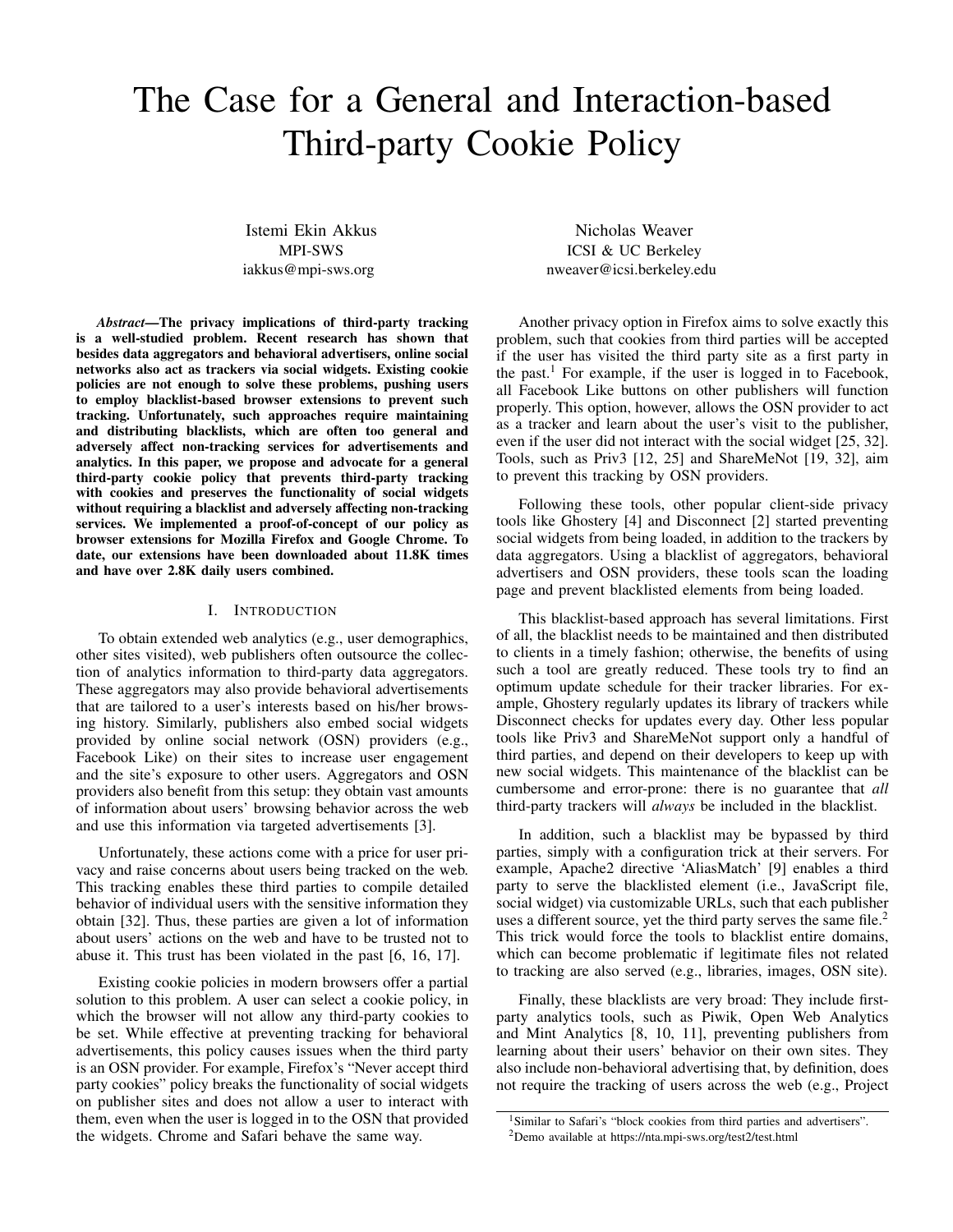# The Case for a General and Interaction-based Third-party Cookie Policy

Istemi Ekin Akkus
MPI-SWS
iakkus@mpi-sws.org

Nicholas Weaver
ICSI & UC Berkeley
nweaver@icsi.berkeley.edu

***Abstract*—The privacy implications of third-party tracking is a well-studied problem. Recent research has shown that besides data aggregators and behavioral advertisers, online social networks also act as trackers via social widgets. Existing cookie policies are not enough to solve these problems, pushing users to employ blacklist-based browser extensions to prevent such tracking. Unfortunately, such approaches require maintaining and distributing blacklists, which are often too general and adversely affect non-tracking services for advertisements and analytics. In this paper, we propose and advocate for a general third-party cookie policy that prevents third-party tracking with cookies and preserves the functionality of social widgets without requiring a blacklist and adversely affecting non-tracking services. We implemented a proof-of-concept of our policy as browser extensions for Mozilla Firefox and Google Chrome. To date, our extensions have been downloaded about 11.8K times and have over 2.8K daily users combined.**

## I. Introduction

To obtain extended web analytics (e.g., user demographics, other sites visited), web publishers often outsource the collection of analytics information to third-party data aggregators. These aggregators may also provide behavioral advertisements that are tailored to a user's interests based on his/her browsing history. Similarly, publishers also embed social widgets provided by online social network (OSN) providers (e.g., Facebook Like) on their sites to increase user engagement and the site's exposure to other users. Aggregators and OSN providers also benefit from this setup: they obtain vast amounts of information about users' browsing behavior across the web and use this information via targeted advertisements [3].

Unfortunately, these actions come with a price for user privacy and raise concerns about users being tracked on the web. This tracking enables these third parties to compile detailed behavior of individual users with the sensitive information they obtain [32]. Thus, these parties are given a lot of information about users' actions on the web and have to be trusted not to abuse it. This trust has been violated in the past [6, 16, 17].

Existing cookie policies in modern browsers offer a partial solution to this problem. A user can select a cookie policy, in which the browser will not allow any third-party cookies to be set. While effective at preventing tracking for behavioral advertisements, this policy causes issues when the third party is an OSN provider. For example, Firefox's "Never accept third party cookies" policy breaks the functionality of social widgets on publisher sites and does not allow a user to interact with them, even when the user is logged in to the OSN that provided the widgets. Chrome and Safari behave the same way.

Another privacy option in Firefox aims to solve exactly this problem, such that cookies from third parties will be accepted if the user has visited the third party site as a first party in the past.[1] For example, if the user is logged in to Facebook, all Facebook Like buttons on other publishers will function properly. This option, however, allows the OSN provider to act as a tracker and learn about the user's visit to the publisher, even if the user did not interact with the social widget [25, 32]. Tools, such as Priv3 [12, 25] and ShareMeNot [19, 32], aim to prevent this tracking by OSN providers.

Following these tools, other popular client-side privacy tools like Ghostery [4] and Disconnect [2] started preventing social widgets from being loaded, in addition to the trackers by data aggregators. Using a blacklist of aggregators, behavioral advertisers and OSN providers, these tools scan the loading page and prevent blacklisted elements from being loaded.

This blacklist-based approach has several limitations. First of all, the blacklist needs to be maintained and then distributed to clients in a timely fashion; otherwise, the benefits of using such a tool are greatly reduced. These tools try to find an optimum update schedule for their tracker libraries. For example, Ghostery regularly updates its library of trackers while Disconnect checks for updates every day. Other less popular tools like Priv3 and ShareMeNot support only a handful of third parties, and depend on their developers to keep up with new social widgets. This maintenance of the blacklist can be cumbersome and error-prone: there is no guarantee that *all* third-party trackers will *always* be included in the blacklist.

In addition, such a blacklist may be bypassed by third parties, simply with a configuration trick at their servers. For example, Apache2 directive 'AliasMatch' [9] enables a third party to serve the blacklisted element (i.e., JavaScript file, social widget) via customizable URLs, such that each publisher uses a different source, yet the third party serves the same file.[2] This trick would force the tools to blacklist entire domains, which can become problematic if legitimate files not related to tracking are also served (e.g., libraries, images, OSN site).

Finally, these blacklists are very broad: They include first-party analytics tools, such as Piwik, Open Web Analytics and Mint Analytics [8, 10, 11], preventing publishers from learning about their users' behavior on their own sites. They also include non-behavioral advertising that, by definition, does not require the tracking of users across the web (e.g., Project

[1] Similar to Safari's "block cookies from third parties and advertisers".

[2] Demo available at https://nta.mpi-sws.org/test2/test.html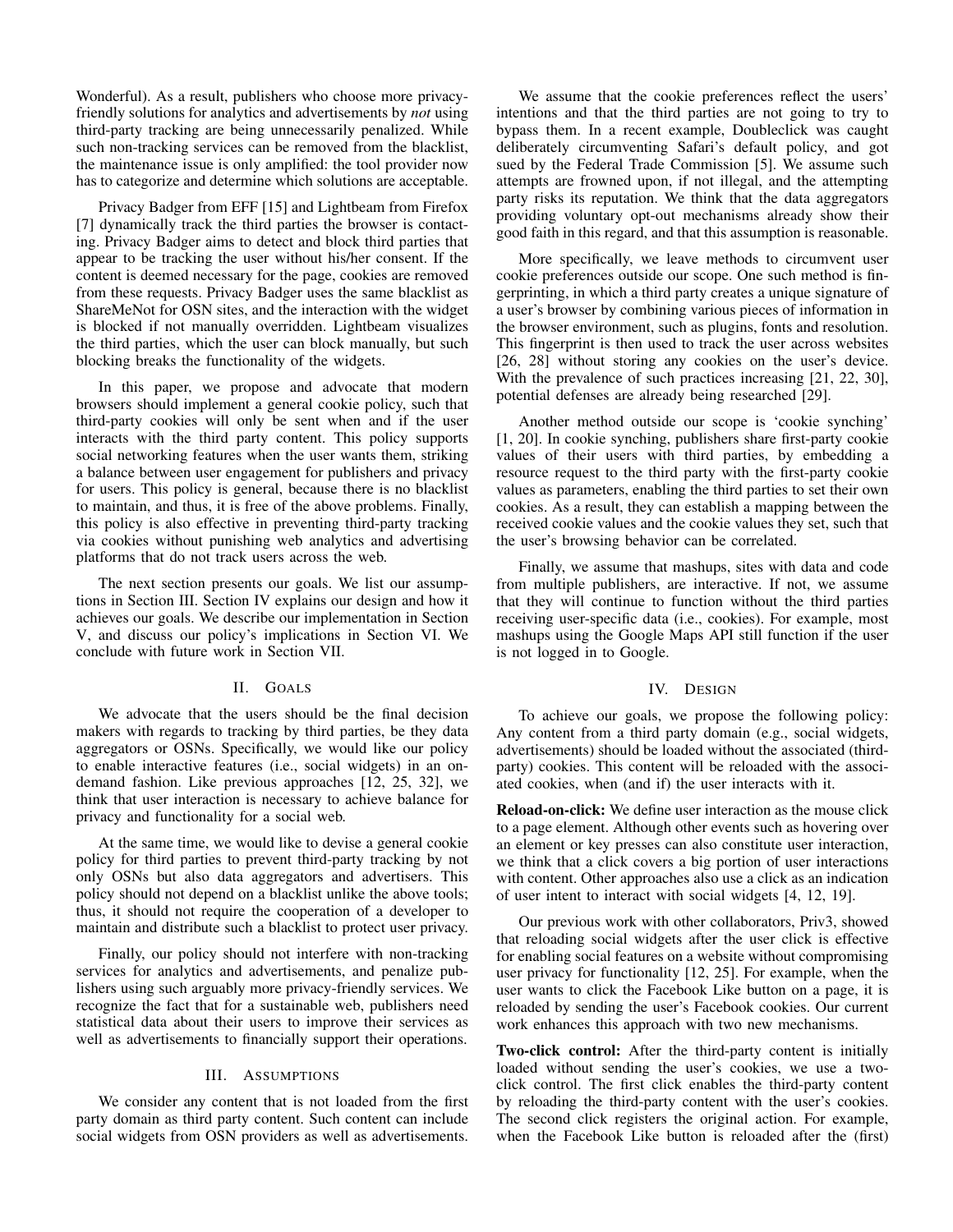Wonderful). As a result, publishers who choose more privacy-friendly solutions for analytics and advertisements by *not* using third-party tracking are being unnecessarily penalized. While such non-tracking services can be removed from the blacklist, the maintenance issue is only amplified: the tool provider now has to categorize and determine which solutions are acceptable.

Privacy Badger from EFF [15] and Lightbeam from Firefox [7] dynamically track the third parties the browser is contacting. Privacy Badger aims to detect and block third parties that appear to be tracking the user without his/her consent. If the content is deemed necessary for the page, cookies are removed from these requests. Privacy Badger uses the same blacklist as ShareMeNot for OSN sites, and the interaction with the widget is blocked if not manually overridden. Lightbeam visualizes the third parties, which the user can block manually, but such blocking breaks the functionality of the widgets.

In this paper, we propose and advocate that modern browsers should implement a general cookie policy, such that third-party cookies will only be sent when and if the user interacts with the third party content. This policy supports social networking features when the user wants them, striking a balance between user engagement for publishers and privacy for users. This policy is general, because there is no blacklist to maintain, and thus, it is free of the above problems. Finally, this policy is also effective in preventing third-party tracking via cookies without punishing web analytics and advertising platforms that do not track users across the web.

The next section presents our goals. We list our assumptions in Section III. Section IV explains our design and how it achieves our goals. We describe our implementation in Section V, and discuss our policy's implications in Section VI. We conclude with future work in Section VII.

## II. Goals

We advocate that the users should be the final decision makers with regards to tracking by third parties, be they data aggregators or OSNs. Specifically, we would like our policy to enable interactive features (i.e., social widgets) in an on-demand fashion. Like previous approaches [12, 25, 32], we think that user interaction is necessary to achieve balance for privacy and functionality for a social web.

At the same time, we would like to devise a general cookie policy for third parties to prevent third-party tracking by not only OSNs but also data aggregators and advertisers. This policy should not depend on a blacklist unlike the above tools; thus, it should not require the cooperation of a developer to maintain and distribute such a blacklist to protect user privacy.

Finally, our policy should not interfere with non-tracking services for analytics and advertisements, and penalize publishers using such arguably more privacy-friendly services. We recognize the fact that for a sustainable web, publishers need statistical data about their users to improve their services as well as advertisements to financially support their operations.

## III. Assumptions

We consider any content that is not loaded from the first party domain as third party content. Such content can include social widgets from OSN providers as well as advertisements.

We assume that the cookie preferences reflect the users' intentions and that the third parties are not going to try to bypass them. In a recent example, Doubleclick was caught deliberately circumventing Safari's default policy, and got sued by the Federal Trade Commission [5]. We assume such attempts are frowned upon, if not illegal, and the attempting party risks its reputation. We think that the data aggregators providing voluntary opt-out mechanisms already show their good faith in this regard, and that this assumption is reasonable.

More specifically, we leave methods to circumvent user cookie preferences outside our scope. One such method is fingerprinting, in which a third party creates a unique signature of a user's browser by combining various pieces of information in the browser environment, such as plugins, fonts and resolution. This fingerprint is then used to track the user across websites [26, 28] without storing any cookies on the user's device. With the prevalence of such practices increasing [21, 22, 30], potential defenses are already being researched [29].

Another method outside our scope is 'cookie synching' [1, 20]. In cookie synching, publishers share first-party cookie values of their users with third parties, by embedding a resource request to the third party with the first-party cookie values as parameters, enabling the third parties to set their own cookies. As a result, they can establish a mapping between the received cookie values and the cookie values they set, such that the user's browsing behavior can be correlated.

Finally, we assume that mashups, sites with data and code from multiple publishers, are interactive. If not, we assume that they will continue to function without the third parties receiving user-specific data (i.e., cookies). For example, most mashups using the Google Maps API still function if the user is not logged in to Google.

## IV. Design

To achieve our goals, we propose the following policy: Any content from a third party domain (e.g., social widgets, advertisements) should be loaded without the associated (third-party) cookies. This content will be reloaded with the associated cookies, when (and if) the user interacts with it.

**Reload-on-click:** We define user interaction as the mouse click to a page element. Although other events such as hovering over an element or key presses can also constitute user interaction, we think that a click covers a big portion of user interactions with content. Other approaches also use a click as an indication of user intent to interact with social widgets [4, 12, 19].

Our previous work with other collaborators, Priv3, showed that reloading social widgets after the user click is effective for enabling social features on a website without compromising user privacy for functionality [12, 25]. For example, when the user wants to click the Facebook Like button on a page, it is reloaded by sending the user's Facebook cookies. Our current work enhances this approach with two new mechanisms.

**Two-click control:** After the third-party content is initially loaded without sending the user's cookies, we use a two-click control. The first click enables the third-party content by reloading the third-party content with the user's cookies. The second click registers the original action. For example, when the Facebook Like button is reloaded after the (first)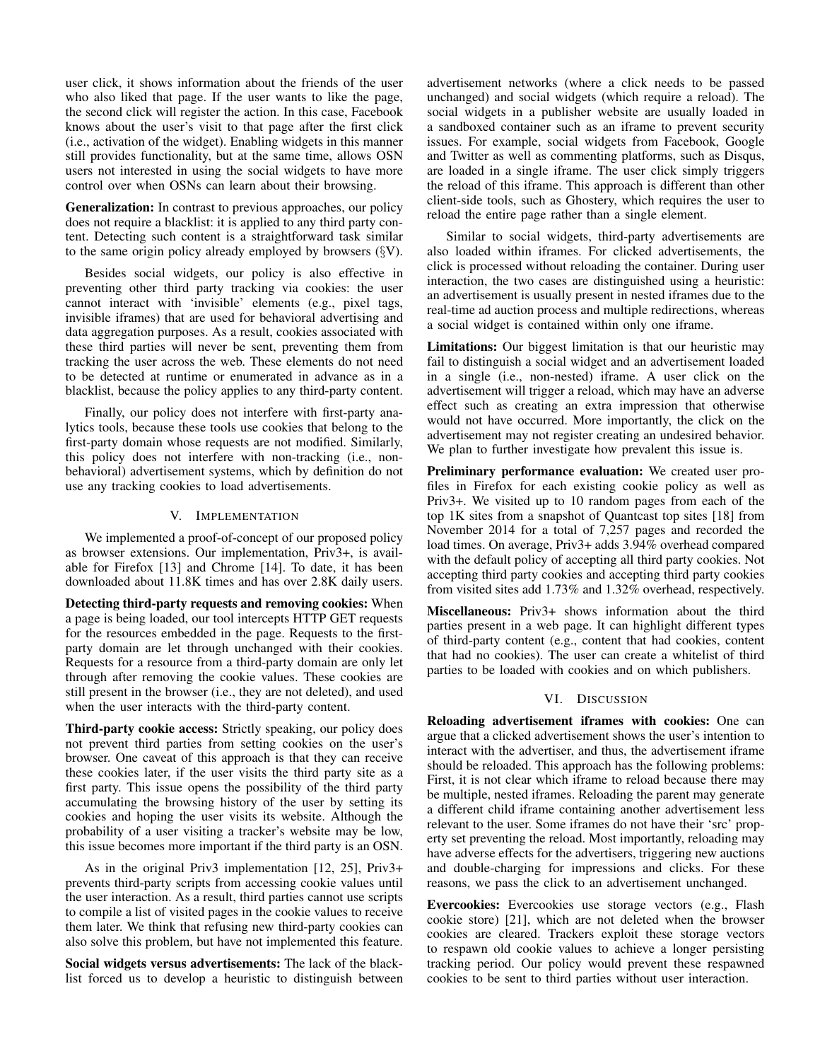user click, it shows information about the friends of the user who also liked that page. If the user wants to like the page, the second click will register the action. In this case, Facebook knows about the user's visit to that page after the first click (i.e., activation of the widget). Enabling widgets in this manner still provides functionality, but at the same time, allows OSN users not interested in using the social widgets to have more control over when OSNs can learn about their browsing.

**Generalization:** In contrast to previous approaches, our policy does not require a blacklist: it is applied to any third party content. Detecting such content is a straightforward task similar to the same origin policy already employed by browsers (§V).

Besides social widgets, our policy is also effective in preventing other third party tracking via cookies: the user cannot interact with 'invisible' elements (e.g., pixel tags, invisible iframes) that are used for behavioral advertising and data aggregation purposes. As a result, cookies associated with these third parties will never be sent, preventing them from tracking the user across the web. These elements do not need to be detected at runtime or enumerated in advance as in a blacklist, because the policy applies to any third-party content.

Finally, our policy does not interfere with first-party analytics tools, because these tools use cookies that belong to the first-party domain whose requests are not modified. Similarly, this policy does not interfere with non-tracking (i.e., non-behavioral) advertisement systems, which by definition do not use any tracking cookies to load advertisements.

## V. Implementation

We implemented a proof-of-concept of our proposed policy as browser extensions. Our implementation, Priv3+, is available for Firefox [13] and Chrome [14]. To date, it has been downloaded about 11.8K times and has over 2.8K daily users.

**Detecting third-party requests and removing cookies:** When a page is being loaded, our tool intercepts HTTP GET requests for the resources embedded in the page. Requests to the first-party domain are let through unchanged with their cookies. Requests for a resource from a third-party domain are only let through after removing the cookie values. These cookies are still present in the browser (i.e., they are not deleted), and used when the user interacts with the third-party content.

**Third-party cookie access:** Strictly speaking, our policy does not prevent third parties from setting cookies on the user's browser. One caveat of this approach is that they can receive these cookies later, if the user visits the third party site as a first party. This issue opens the possibility of the third party accumulating the browsing history of the user by setting its cookies and hoping the user visits its website. Although the probability of a user visiting a tracker's website may be low, this issue becomes more important if the third party is an OSN.

As in the original Priv3 implementation [12, 25], Priv3+ prevents third-party scripts from accessing cookie values until the user interaction. As a result, third parties cannot use scripts to compile a list of visited pages in the cookie values to receive them later. We think that refusing new third-party cookies can also solve this problem, but have not implemented this feature.

**Social widgets versus advertisements:** The lack of the blacklist forced us to develop a heuristic to distinguish between advertisement networks (where a click needs to be passed unchanged) and social widgets (which require a reload). The social widgets in a publisher website are usually loaded in a sandboxed container such as an iframe to prevent security issues. For example, social widgets from Facebook, Google and Twitter as well as commenting platforms, such as Disqus, are loaded in a single iframe. The user click simply triggers the reload of this iframe. This approach is different than other client-side tools, such as Ghostery, which requires the user to reload the entire page rather than a single element.

Similar to social widgets, third-party advertisements are also loaded within iframes. For clicked advertisements, the click is processed without reloading the container. During user interaction, the two cases are distinguished using a heuristic: an advertisement is usually present in nested iframes due to the real-time ad auction process and multiple redirections, whereas a social widget is contained within only one iframe.

**Limitations:** Our biggest limitation is that our heuristic may fail to distinguish a social widget and an advertisement loaded in a single (i.e., non-nested) iframe. A user click on the advertisement will trigger a reload, which may have an adverse effect such as creating an extra impression that otherwise would not have occurred. More importantly, the click on the advertisement may not register creating an undesired behavior. We plan to further investigate how prevalent this issue is.

**Preliminary performance evaluation:** We created user profiles in Firefox for each existing cookie policy as well as Priv3+. We visited up to 10 random pages from each of the top 1K sites from a snapshot of Quantcast top sites [18] from November 2014 for a total of 7,257 pages and recorded the load times. On average, Priv3+ adds 3.94% overhead compared with the default policy of accepting all third party cookies. Not accepting third party cookies and accepting third party cookies from visited sites add 1.73% and 1.32% overhead, respectively.

**Miscellaneous:** Priv3+ shows information about the third parties present in a web page. It can highlight different types of third-party content (e.g., content that had cookies, content that had no cookies). The user can create a whitelist of third parties to be loaded with cookies and on which publishers.

## VI. Discussion

**Reloading advertisement iframes with cookies:** One can argue that a clicked advertisement shows the user's intention to interact with the advertiser, and thus, the advertisement iframe should be reloaded. This approach has the following problems: First, it is not clear which iframe to reload because there may be multiple, nested iframes. Reloading the parent may generate a different child iframe containing another advertisement less relevant to the user. Some iframes do not have their 'src' property set preventing the reload. Most importantly, reloading may have adverse effects for the advertisers, triggering new auctions and double-charging for impressions and clicks. For these reasons, we pass the click to an advertisement unchanged.

**Evercookies:** Evercookies use storage vectors (e.g., Flash cookie store) [21], which are not deleted when the browser cookies are cleared. Trackers exploit these storage vectors to respawn old cookie values to achieve a longer persisting tracking period. Our policy would prevent these respawned cookies to be sent to third parties without user interaction.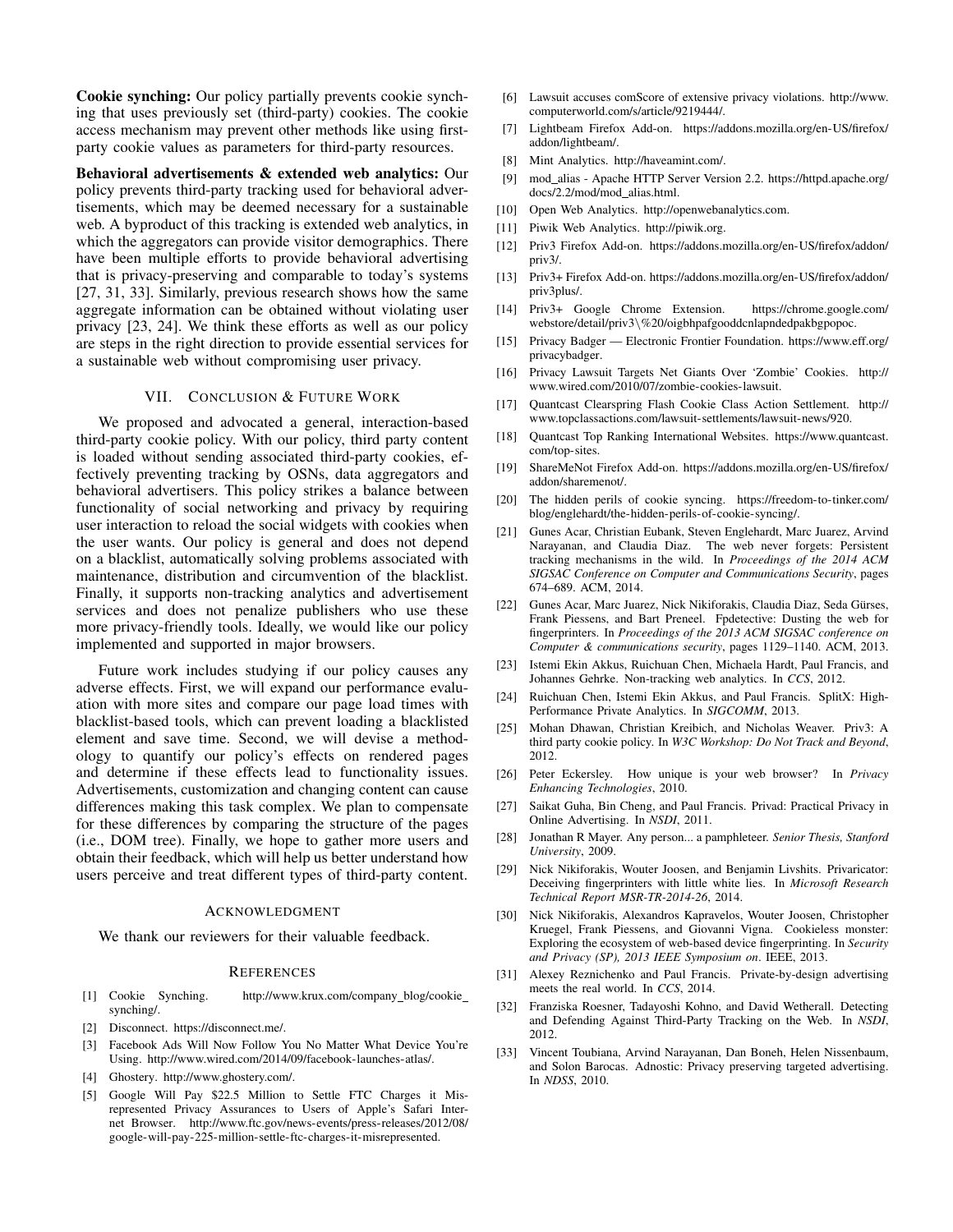**Cookie synching:** Our policy partially prevents cookie synching that uses previously set (third-party) cookies. The cookie access mechanism may prevent other methods like using first-party cookie values as parameters for third-party resources.

**Behavioral advertisements & extended web analytics:** Our policy prevents third-party tracking used for behavioral advertisements, which may be deemed necessary for a sustainable web. A byproduct of this tracking is extended web analytics, in which the aggregators can provide visitor demographics. There have been multiple efforts to provide behavioral advertising that is privacy-preserving and comparable to today's systems [27, 31, 33]. Similarly, previous research shows how the same aggregate information can be obtained without violating user privacy [23, 24]. We think these efforts as well as our policy are steps in the right direction to provide essential services for a sustainable web without compromising user privacy.

## VII. Conclusion & Future Work

We proposed and advocated a general, interaction-based third-party cookie policy. With our policy, third party content is loaded without sending associated third-party cookies, effectively preventing tracking by OSNs, data aggregators and behavioral advertisers. This policy strikes a balance between functionality of social networking and privacy by requiring user interaction to reload the social widgets with cookies when the user wants. Our policy is general and does not depend on a blacklist, automatically solving problems associated with maintenance, distribution and circumvention of the blacklist. Finally, it supports non-tracking analytics and advertisement services and does not penalize publishers who use these more privacy-friendly tools. Ideally, we would like our policy implemented and supported in major browsers.

Future work includes studying if our policy causes any adverse effects. First, we will expand our performance evaluation with more sites and compare our page load times with blacklist-based tools, which can prevent loading a blacklisted element and save time. Second, we will devise a methodology to quantify our policy's effects on rendered pages and determine if these effects lead to functionality issues. Advertisements, customization and changing content can cause differences making this task complex. We plan to compensate for these differences by comparing the structure of the pages (i.e., DOM tree). Finally, we hope to gather more users and obtain their feedback, which will help us better understand how users perceive and treat different types of third-party content.

## Acknowledgment

We thank our reviewers for their valuable feedback.

## References

[1] Cookie Synching. http://www.krux.com/company_blog/cookie_synching/.

[2] Disconnect. https://disconnect.me/.

[3] Facebook Ads Will Now Follow You No Matter What Device You're Using. http://www.wired.com/2014/09/facebook-launches-atlas/.

[4] Ghostery. http://www.ghostery.com/.

[5] Google Will Pay $22.5 Million to Settle FTC Charges it Misrepresented Privacy Assurances to Users of Apple's Safari Internet Browser. http://www.ftc.gov/news-events/press-releases/2012/08/google-will-pay-225-million-settle-ftc-charges-it-misrepresented.

[6] Lawsuit accuses comScore of extensive privacy violations. http://www.computerworld.com/s/article/9219444/.

[7] Lightbeam Firefox Add-on. https://addons.mozilla.org/en-US/firefox/addon/lightbeam/.

[8] Mint Analytics. http://haveamint.com/.

[9] mod_alias - Apache HTTP Server Version 2.2. https://httpd.apache.org/docs/2.2/mod/mod_alias.html.

[10] Open Web Analytics. http://openwebanalytics.com.

[11] Piwik Web Analytics. http://piwik.org.

[12] Priv3 Firefox Add-on. https://addons.mozilla.org/en-US/firefox/addon/priv3/.

[13] Priv3+ Firefox Add-on. https://addons.mozilla.org/en-US/firefox/addon/priv3plus/.

[14] Priv3+ Google Chrome Extension. https://chrome.google.com/webstore/detail/priv3\%20/oigbhpafgooddcnlapndedpakbgpopoc.

[15] Privacy Badger — Electronic Frontier Foundation. https://www.eff.org/privacybadger.

[16] Privacy Lawsuit Targets Net Giants Over 'Zombie' Cookies. http://www.wired.com/2010/07/zombie-cookies-lawsuit.

[17] Quantcast Clearspring Flash Cookie Class Action Settlement. http://www.topclassactions.com/lawsuit-settlements/lawsuit-news/920.

[18] Quantcast Top Ranking International Websites. https://www.quantcast.com/top-sites.

[19] ShareMeNot Firefox Add-on. https://addons.mozilla.org/en-US/firefox/addon/sharemenot/.

[20] The hidden perils of cookie syncing. https://freedom-to-tinker.com/blog/englehardt/the-hidden-perils-of-cookie-syncing/.

[21] Gunes Acar, Christian Eubank, Steven Englehardt, Marc Juarez, Arvind Narayanan, and Claudia Diaz. The web never forgets: Persistent tracking mechanisms in the wild. In *Proceedings of the 2014 ACM SIGSAC Conference on Computer and Communications Security*, pages 674–689. ACM, 2014.

[22] Gunes Acar, Marc Juarez, Nick Nikiforakis, Claudia Diaz, Seda Gürses, Frank Piessens, and Bart Preneel. Fpdetective: Dusting the web for fingerprinters. In *Proceedings of the 2013 ACM SIGSAC conference on Computer & communications security*, pages 1129–1140. ACM, 2013.

[23] Istemi Ekin Akkus, Ruichuan Chen, Michaela Hardt, Paul Francis, and Johannes Gehrke. Non-tracking web analytics. In *CCS*, 2012.

[24] Ruichuan Chen, Istemi Ekin Akkus, and Paul Francis. SplitX: High-Performance Private Analytics. In *SIGCOMM*, 2013.

[25] Mohan Dhawan, Christian Kreibich, and Nicholas Weaver. Priv3: A third party cookie policy. In *W3C Workshop: Do Not Track and Beyond*, 2012.

[26] Peter Eckersley. How unique is your web browser? In *Privacy Enhancing Technologies*, 2010.

[27] Saikat Guha, Bin Cheng, and Paul Francis. Privad: Practical Privacy in Online Advertising. In *NSDI*, 2011.

[28] Jonathan R Mayer. Any person... a pamphleteer. *Senior Thesis, Stanford University*, 2009.

[29] Nick Nikiforakis, Wouter Joosen, and Benjamin Livshits. Privaricator: Deceiving fingerprinters with little white lies. In *Microsoft Research Technical Report MSR-TR-2014-26*, 2014.

[30] Nick Nikiforakis, Alexandros Kapravelos, Wouter Joosen, Christopher Kruegel, Frank Piessens, and Giovanni Vigna. Cookieless monster: Exploring the ecosystem of web-based device fingerprinting. In *Security and Privacy (SP), 2013 IEEE Symposium on*. IEEE, 2013.

[31] Alexey Reznichenko and Paul Francis. Private-by-design advertising meets the real world. In *CCS*, 2014.

[32] Franziska Roesner, Tadayoshi Kohno, and David Wetherall. Detecting and Defending Against Third-Party Tracking on the Web. In *NSDI*, 2012.

[33] Vincent Toubiana, Arvind Narayanan, Dan Boneh, Helen Nissenbaum, and Solon Barocas. Adnostic: Privacy preserving targeted advertising. In *NDSS*, 2010.